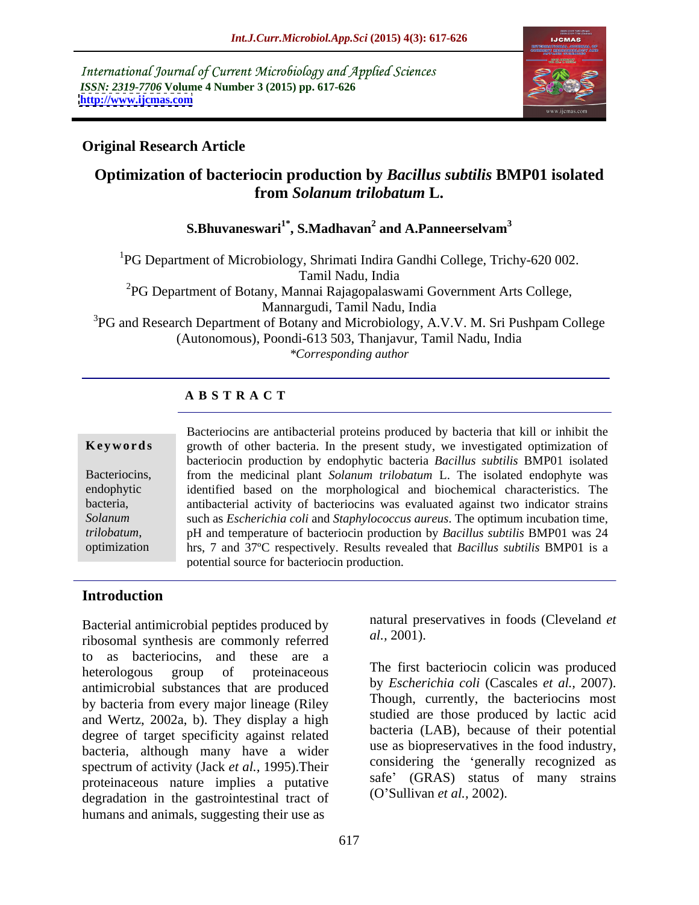International Journal of Current Microbiology and Applied Sciences
*ISSN: 2319-7706* **Volume 4 Number 3 (2015) pp. 617-626**
**http://www.ijcmas.com**

**Original Research Article**

# Optimization of bacteriocin production by *Bacillus subtilis* BMP01 isolated from *Solanum trilobatum* L.

**S.Bhuvaneswari[1*], S.Madhavan[2] and A.Panneerselvam[3]**

[1]PG Department of Microbiology, Shrimati Indira Gandhi College, Trichy-620 002. Tamil Nadu, India

[2]PG Department of Botany, Mannai Rajagopalaswami Government Arts College, Mannargudi, Tamil Nadu, India

[3]PG and Research Department of Botany and Microbiology, A.V.V. M. Sri Pushpam College (Autonomous), Poondi-613 503, Thanjavur, Tamil Nadu, India

*\*Corresponding author*

## ABSTRACT

**Keywords**

Bacteriocins, endophytic bacteria, *Solanum trilobatum*, optimization

Bacteriocins are antibacterial proteins produced by bacteria that kill or inhibit the growth of other bacteria. In the present study, we investigated optimization of bacteriocin production by endophytic bacteria *Bacillus subtilis* BMP01 isolated from the medicinal plant *Solanum trilobatum* L. The isolated endophyte was identified based on the morphological and biochemical characteristics. The antibacterial activity of bacteriocins was evaluated against two indicator strains such as *Escherichia coli* and *Staphylococcus aureus*. The optimum incubation time, pH and temperature of bacteriocin production by *Bacillus subtilis* BMP01 was 24 hrs, 7 and 37ºC respectively. Results revealed that *Bacillus subtilis* BMP01 is a potential source for bacteriocin production.

## Introduction

Bacterial antimicrobial peptides produced by ribosomal synthesis are commonly referred to as bacteriocins, and these are a heterologous group of proteinaceous antimicrobial substances that are produced by bacteria from every major lineage (Riley and Wertz, 2002a, b). They display a high degree of target specificity against related bacteria, although many have a wider spectrum of activity (Jack *et al.,* 1995).Their proteinaceous nature implies a putative degradation in the gastrointestinal tract of humans and animals, suggesting their use as natural preservatives in foods (Cleveland *et al.,* 2001).

The first bacteriocin colicin was produced by *Escherichia coli* (Cascales *et al.,* 2007). Though, currently, the bacteriocins most studied are those produced by lactic acid bacteria (LAB), because of their potential use as biopreservatives in the food industry, considering the 'generally recognized as safe' (GRAS) status of many strains (O'Sullivan *et al.,* 2002).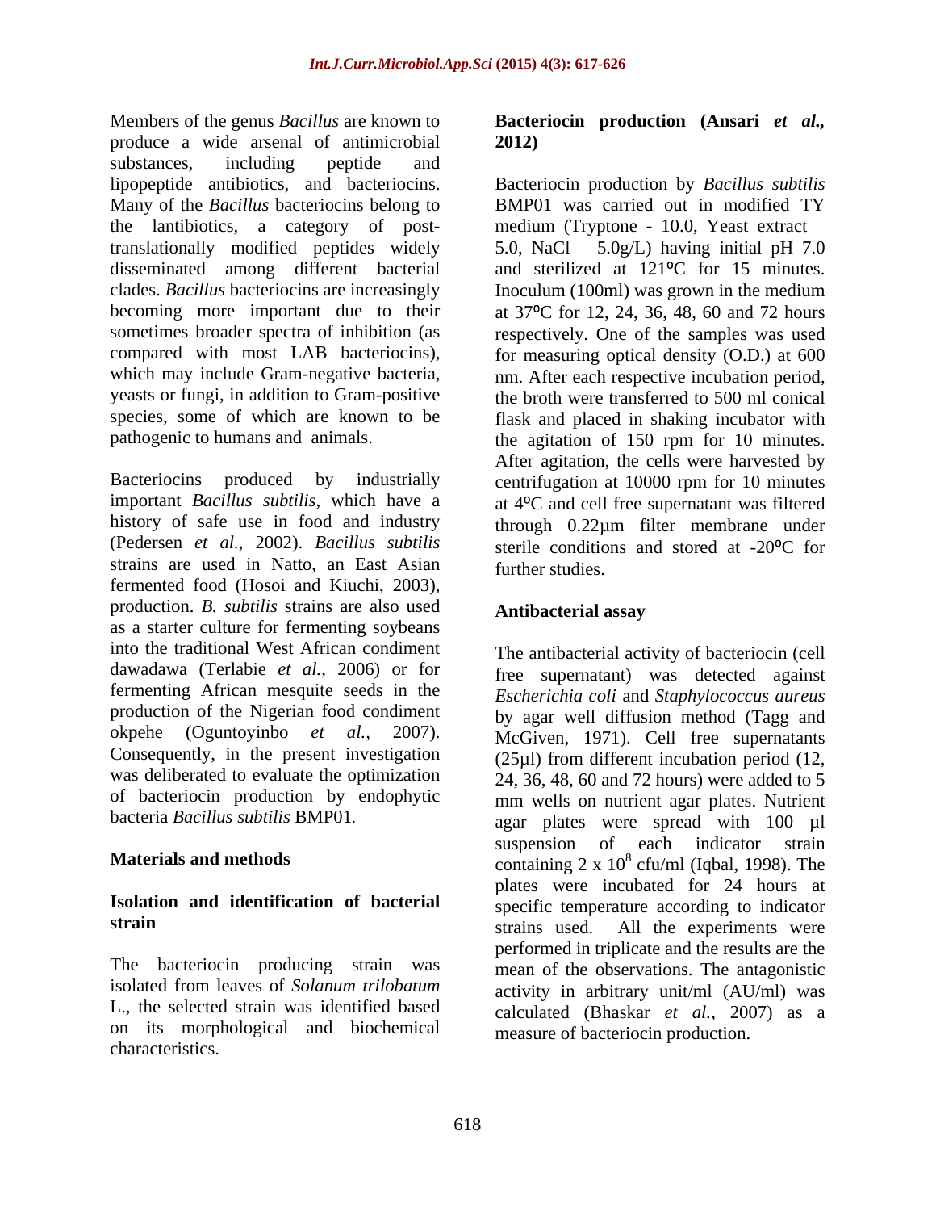Members of the genus *Bacillus* are known to produce a wide arsenal of antimicrobial substances, including peptide and lipopeptide antibiotics, and bacteriocins. Many of the *Bacillus* bacteriocins belong to the lantibiotics, a category of post-translationally modified peptides widely disseminated among different bacterial clades. *Bacillus* bacteriocins are increasingly becoming more important due to their sometimes broader spectra of inhibition (as compared with most LAB bacteriocins), which may include Gram-negative bacteria, yeasts or fungi, in addition to Gram-positive species, some of which are known to be pathogenic to humans and animals.

Bacteriocins produced by industrially important *Bacillus subtilis*, which have a history of safe use in food and industry (Pedersen *et al.,* 2002). *Bacillus subtilis* strains are used in Natto, an East Asian fermented food (Hosoi and Kiuchi, 2003), production. *B. subtilis* strains are also used as a starter culture for fermenting soybeans into the traditional West African condiment dawadawa (Terlabie *et al.,* 2006) or for fermenting African mesquite seeds in the production of the Nigerian food condiment okpehe (Oguntoyinbo *et al.,* 2007). Consequently, in the present investigation was deliberated to evaluate the optimization of bacteriocin production by endophytic bacteria *Bacillus subtilis* BMP01.

## Materials and methods

### Isolation and identification of bacterial strain

The bacteriocin producing strain was isolated from leaves of *Solanum trilobatum* L., the selected strain was identified based on its morphological and biochemical characteristics.

### Bacteriocin production (Ansari *et al.,* 2012)

Bacteriocin production by *Bacillus subtilis* BMP01 was carried out in modified TY medium (Tryptone - 10.0, Yeast extract – 5.0, NaCl – 5.0g/L) having initial pH 7.0 and sterilized at 121ºC for 15 minutes. Inoculum (100ml) was grown in the medium at 37ºC for 12, 24, 36, 48, 60 and 72 hours respectively. One of the samples was used for measuring optical density (O.D.) at 600 nm. After each respective incubation period, the broth were transferred to 500 ml conical flask and placed in shaking incubator with the agitation of 150 rpm for 10 minutes. After agitation, the cells were harvested by centrifugation at 10000 rpm for 10 minutes at 4ºC and cell free supernatant was filtered through 0.22µm filter membrane under sterile conditions and stored at -20ºC for further studies.

### Antibacterial assay

The antibacterial activity of bacteriocin (cell free supernatant) was detected against *Escherichia coli* and *Staphylococcus aureus* by agar well diffusion method (Tagg and McGiven, 1971). Cell free supernatants (25µl) from different incubation period (12, 24, 36, 48, 60 and 72 hours) were added to 5 mm wells on nutrient agar plates. Nutrient agar plates were spread with 100 µl suspension of each indicator strain containing $2 \times 10^8$ cfu/ml (Iqbal, 1998). The plates were incubated for 24 hours at specific temperature according to indicator strains used. All the experiments were performed in triplicate and the results are the mean of the observations. The antagonistic activity in arbitrary unit/ml (AU/ml) was calculated (Bhaskar *et al.,* 2007) as a measure of bacteriocin production.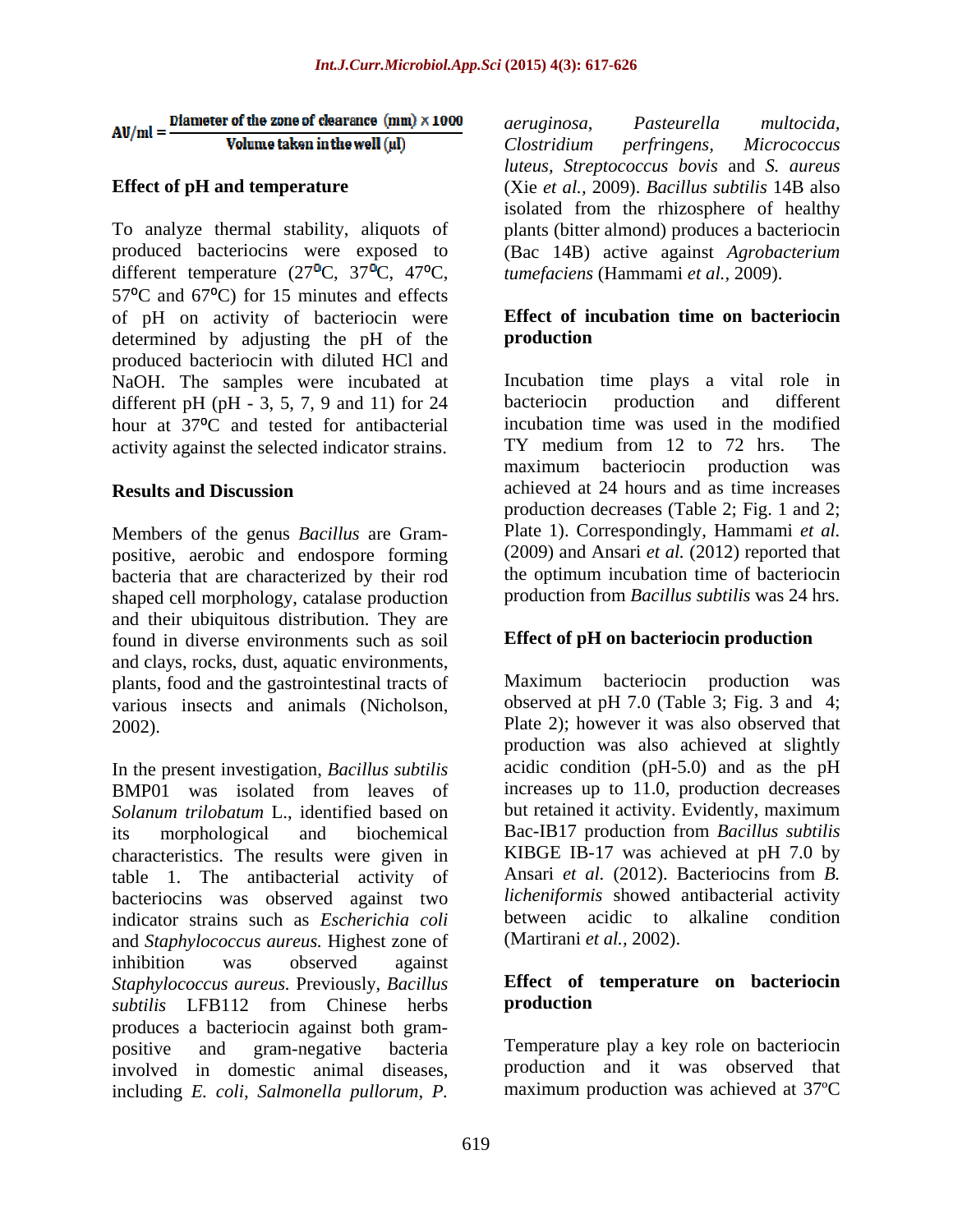$$AU/ml = \frac{\text{Diameter of the zone of clearance (mm)} \times 1000}{\text{Volume taken in the well (µl)}}$$

### Effect of pH and temperature

To analyze thermal stability, aliquots of produced bacteriocins were exposed to different temperature (27ºC, 37ºC, 47ºC, 57ºC and 67ºC) for 15 minutes and effects of pH on activity of bacteriocin were determined by adjusting the pH of the produced bacteriocin with diluted HCl and NaOH. The samples were incubated at different pH (pH - 3, 5, 7, 9 and 11) for 24 hour at 37ºC and tested for antibacterial activity against the selected indicator strains.

## Results and Discussion

Members of the genus *Bacillus* are Gram-positive, aerobic and endospore forming bacteria that are characterized by their rod shaped cell morphology, catalase production and their ubiquitous distribution. They are found in diverse environments such as soil and clays, rocks, dust, aquatic environments, plants, food and the gastrointestinal tracts of various insects and animals (Nicholson, 2002).

In the present investigation, *Bacillus subtilis* BMP01 was isolated from leaves of *Solanum trilobatum* L., identified based on its morphological and biochemical characteristics. The results were given in table 1. The antibacterial activity of bacteriocins was observed against two indicator strains such as *Escherichia coli* and *Staphylococcus aureus.* Highest zone of inhibition was observed against *Staphylococcus aureus.* Previously, *Bacillus subtilis* LFB112 from Chinese herbs produces a bacteriocin against both gram-positive and gram-negative bacteria involved in domestic animal diseases, including *E. coli, Salmonella pullorum, P. aeruginosa, Pasteurella multocida, Clostridium perfringens, Micrococcus luteus, Streptococcus bovis* and *S. aureus* (Xie *et al.,* 2009). *Bacillus subtilis* 14B also isolated from the rhizosphere of healthy plants (bitter almond) produces a bacteriocin (Bac 14B) active against *Agrobacterium tumefaciens* (Hammami *et al.,* 2009).

### Effect of incubation time on bacteriocin production

Incubation time plays a vital role in bacteriocin production and different incubation time was used in the modified TY medium from 12 to 72 hrs. The maximum bacteriocin production was achieved at 24 hours and as time increases production decreases (Table 2; Fig. 1 and 2; Plate 1). Correspondingly, Hammami *et al.* (2009) and Ansari *et al.* (2012) reported that the optimum incubation time of bacteriocin production from *Bacillus subtilis* was 24 hrs.

### Effect of pH on bacteriocin production

Maximum bacteriocin production was observed at pH 7.0 (Table 3; Fig. 3 and 4; Plate 2); however it was also observed that production was also achieved at slightly acidic condition (pH-5.0) and as the pH increases up to 11.0, production decreases but retained it activity. Evidently, maximum Bac-IB17 production from *Bacillus subtilis* KIBGE IB-17 was achieved at pH 7.0 by Ansari *et al.* (2012). Bacteriocins from *B. licheniformis* showed antibacterial activity between acidic to alkaline condition (Martirani *et al.,* 2002).

### Effect of temperature on bacteriocin production

Temperature play a key role on bacteriocin production and it was observed that maximum production was achieved at 37ºC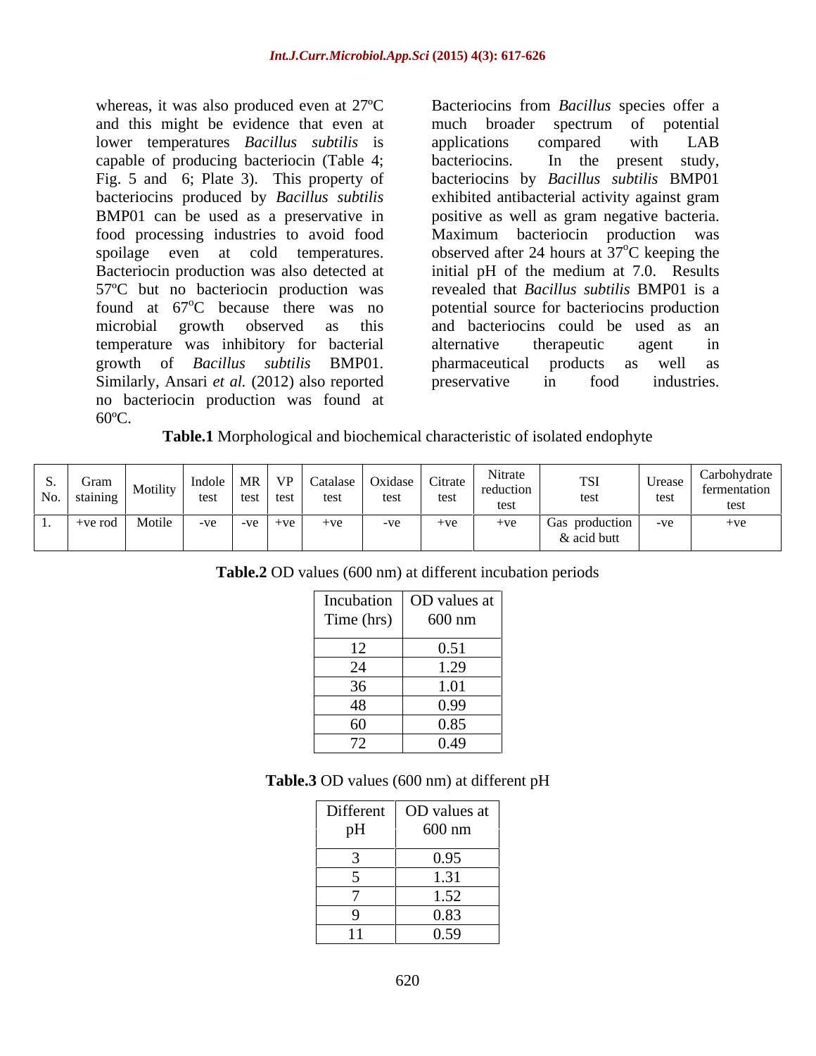whereas, it was also produced even at 27ºC and this might be evidence that even at lower temperatures *Bacillus subtilis* is capable of producing bacteriocin (Table 4; Fig. 5 and 6; Plate 3). This property of bacteriocins produced by *Bacillus subtilis* BMP01 can be used as a preservative in food processing industries to avoid food spoilage even at cold temperatures. Bacteriocin production was also detected at 57ºC but no bacteriocin production was found at 67$^{o}$C because there was no microbial growth observed as this temperature was inhibitory for bacterial growth of *Bacillus subtilis* BMP01. Similarly, Ansari *et al.* (2012) also reported no bacteriocin production was found at 60ºC.

Bacteriocins from *Bacillus* species offer a much broader spectrum of potential applications compared with LAB bacteriocins. In the present study, bacteriocins by *Bacillus subtilis* BMP01 exhibited antibacterial activity against gram positive as well as gram negative bacteria. Maximum bacteriocin production was observed after 24 hours at 37$^{o}$C keeping the initial pH of the medium at 7.0. Results revealed that *Bacillus subtilis* BMP01 is a potential source for bacteriocins production and bacteriocins could be used as an alternative therapeutic agent in pharmaceutical products as well as preservative in food industries.

**Table.1** Morphological and biochemical characteristic of isolated endophyte

| S. No. | Gram staining | Motility | Indole test | MR test | VP test | Catalase test | Oxidase test | Citrate test | Nitrate reduction test | TSI test | Urease test | Carbohydrate fermentation test |
|---|---|---|---|---|---|---|---|---|---|---|---|---|
| 1. | +ve rod | Motile | -ve | -ve | +ve | +ve | -ve | +ve | +ve | Gas production & acid butt | -ve | +ve |

**Table.2** OD values (600 nm) at different incubation periods

| Incubation Time (hrs) | OD values at 600 nm |
|---|---|
| 12 | 0.51 |
| 24 | 1.29 |
| 36 | 1.01 |
| 48 | 0.99 |
| 60 | 0.85 |
| 72 | 0.49 |

**Table.3** OD values (600 nm) at different pH

| Different pH | OD values at 600 nm |
|---|---|
| 3 | 0.95 |
| 5 | 1.31 |
| 7 | 1.52 |
| 9 | 0.83 |
| 11 | 0.59 |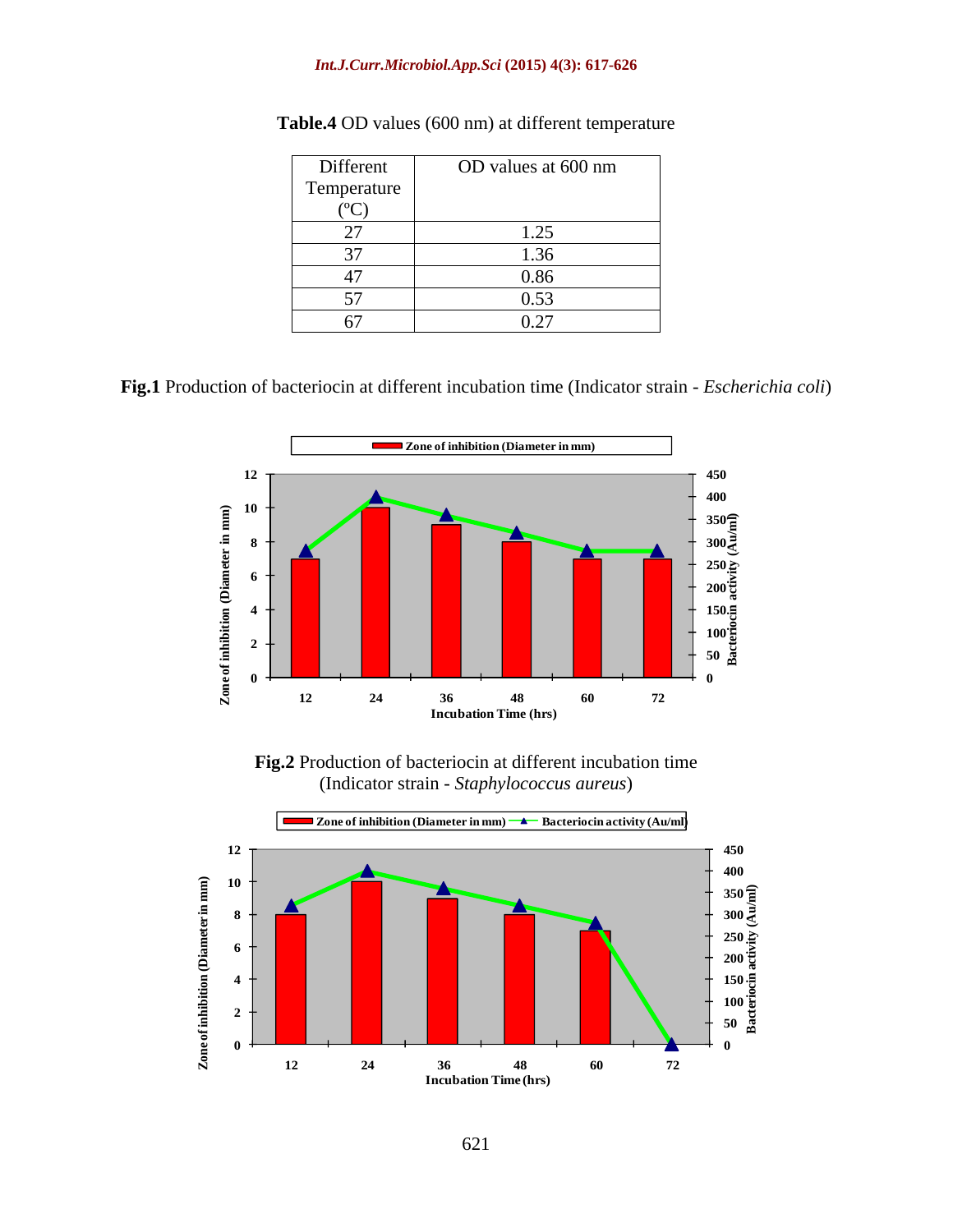**Table.4** OD values (600 nm) at different temperature

| Different Temperature (ºC) | OD values at 600 nm |
|---|---|
| 27 | 1.25 |
| 37 | 1.36 |
| 47 | 0.86 |
| 57 | 0.53 |
| 67 | 0.27 |

**Fig.1** Production of bacteriocin at different incubation time (Indicator strain - *Escherichia coli*)

**Fig.2** Production of bacteriocin at different incubation time (Indicator strain - *Staphylococcus aureus*)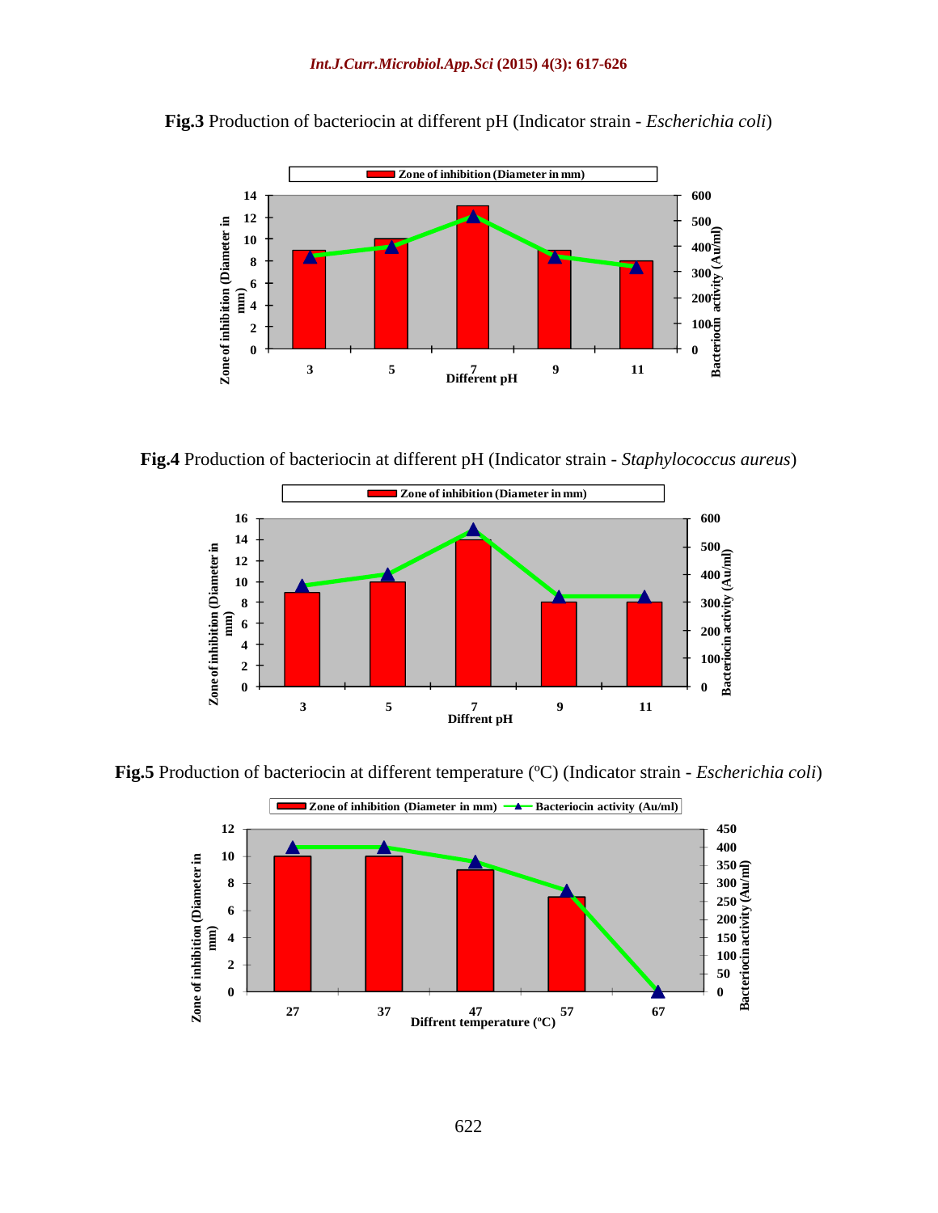**Fig.3** Production of bacteriocin at different pH (Indicator strain - *Escherichia coli*)

**Fig.4** Production of bacteriocin at different pH (Indicator strain - *Staphylococcus aureus*)

**Fig.5** Production of bacteriocin at different temperature (ºC) (Indicator strain - *Escherichia coli*)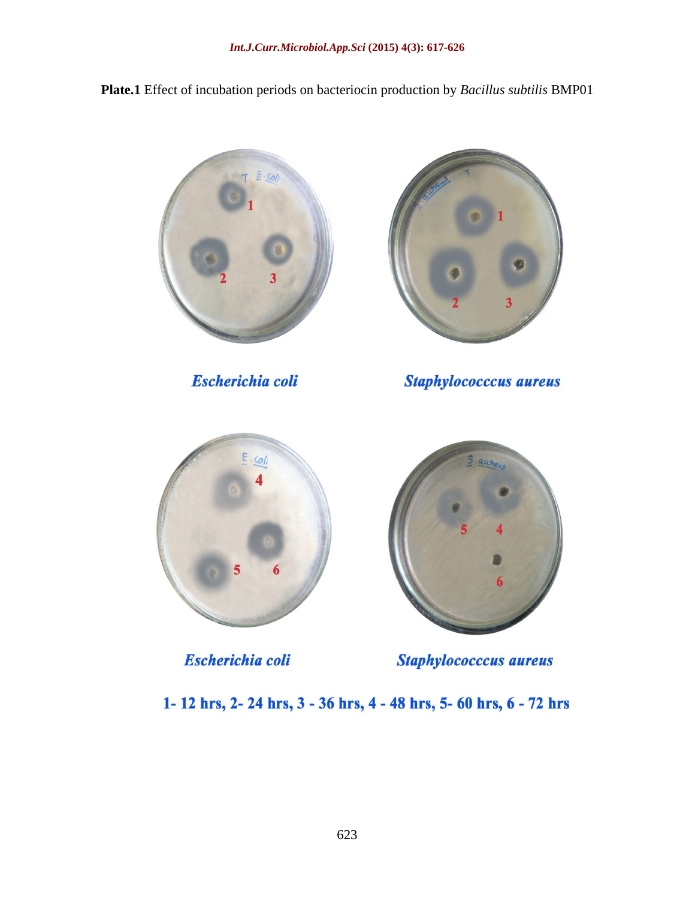**Plate.1** Effect of incubation periods on bacteriocin production by *Bacillus subtilis* BMP01

***Escherichia coli*** ***Staphylococccus aureus***

***Escherichia coli*** ***Staphylococccus aureus***

**1- 12 hrs, 2- 24 hrs, 3 - 36 hrs, 4 - 48 hrs, 5- 60 hrs, 6 - 72 hrs**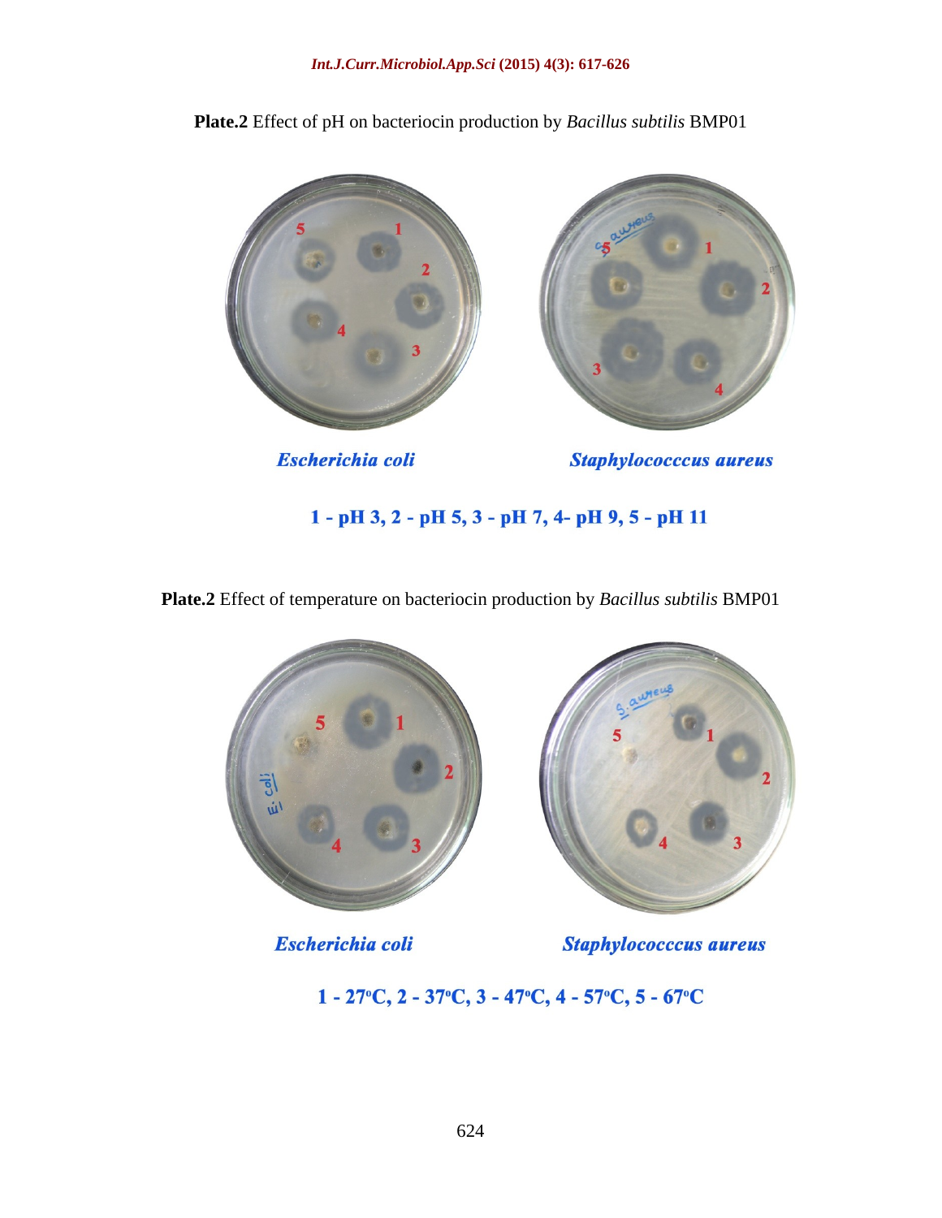**Plate.2** Effect of pH on bacteriocin production by *Bacillus subtilis* BMP01

***Escherichia coli*** ***Staphylococccus aureus***

**1 - pH 3, 2 - pH 5, 3 - pH 7, 4- pH 9, 5 - pH 11**

**Plate.2** Effect of temperature on bacteriocin production by *Bacillus subtilis* BMP01

***Escherichia coli*** ***Staphylococccus aureus***

**1 - 27ºC, 2 - 37ºC, 3 - 47ºC, 4 - 57ºC, 5 - 67ºC**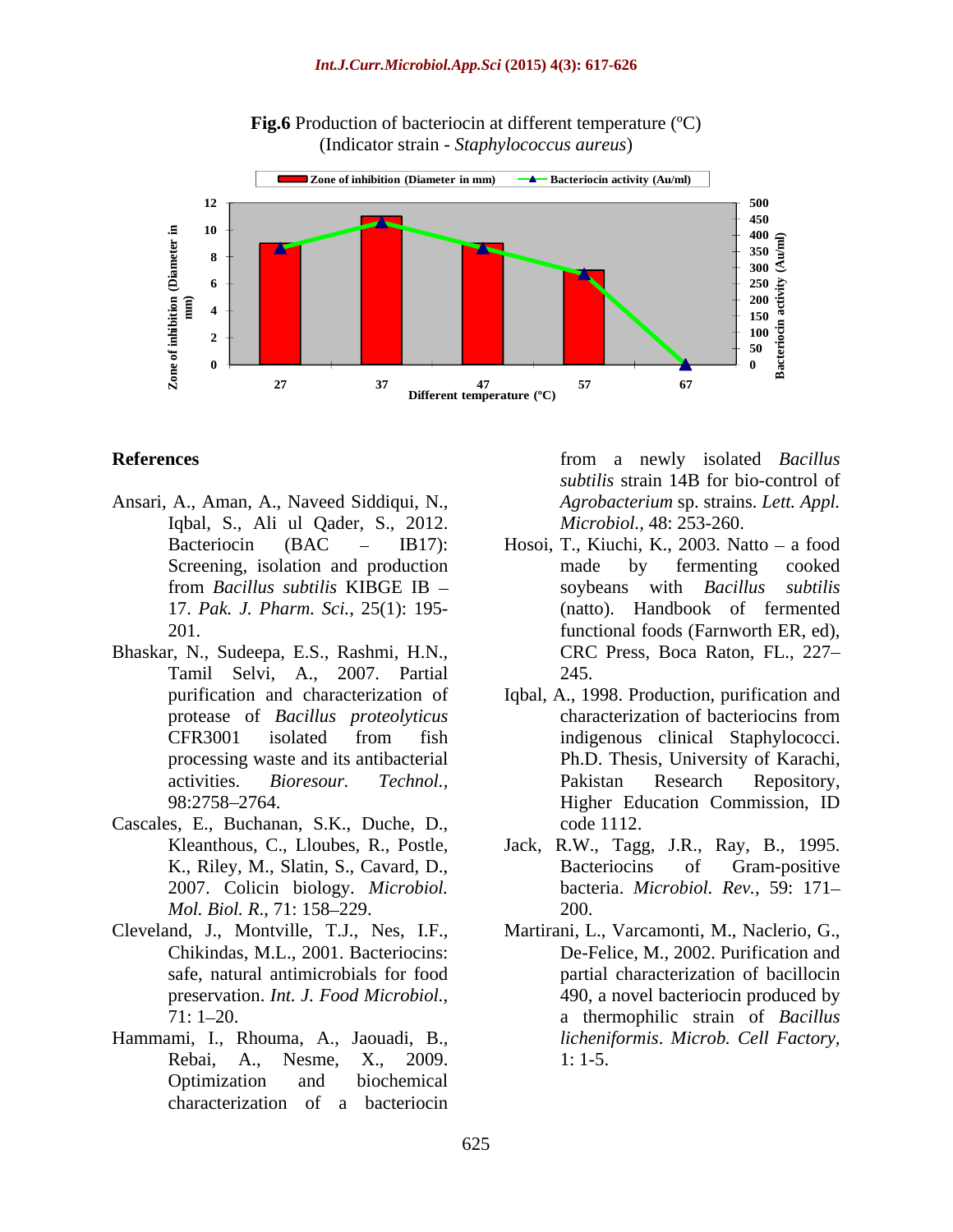**Fig.6** Production of bacteriocin at different temperature (ºC) (Indicator strain - *Staphylococcus aureus*)

## References

- Ansari, A., Aman, A., Naveed Siddiqui, N., Iqbal, S., Ali ul Qader, S., 2012. Bacteriocin (BAC – IB17): Screening, isolation and production from *Bacillus subtilis* KIBGE IB – 17. *Pak. J. Pharm. Sci.,* 25(1): 195-201.
- Bhaskar, N., Sudeepa, E.S., Rashmi, H.N., Tamil Selvi, A., 2007. Partial purification and characterization of protease of *Bacillus proteolyticus* CFR3001 isolated from fish processing waste and its antibacterial activities. *Bioresour. Technol.,* 98:2758–2764.
- Cascales, E., Buchanan, S.K., Duche, D., Kleanthous, C., Lloubes, R., Postle, K., Riley, M., Slatin, S., Cavard, D., 2007. Colicin biology. *Microbiol. Mol. Biol. R.,* 71: 158–229.
- Cleveland, J., Montville, T.J., Nes, I.F., Chikindas, M.L., 2001. Bacteriocins: safe, natural antimicrobials for food preservation. *Int. J. Food Microbiol.,* 71: 1–20.
- Hammami, I., Rhouma, A., Jaouadi, B., Rebai, A., Nesme, X., 2009. Optimization and biochemical characterization of a bacteriocin from a newly isolated *Bacillus subtilis* strain 14B for bio-control of *Agrobacterium* sp. strains. *Lett. Appl. Microbiol.,* 48: 253-260.
- Hosoi, T., Kiuchi, K., 2003. Natto – a food made by fermenting cooked soybeans with *Bacillus subtilis* (natto). Handbook of fermented functional foods (Farnworth ER, ed), CRC Press, Boca Raton, FL., 227–245.
- Iqbal, A., 1998. Production, purification and characterization of bacteriocins from indigenous clinical Staphylococci. Ph.D. Thesis, University of Karachi, Pakistan Research Repository, Higher Education Commission, ID code 1112.
- Jack, R.W., Tagg, J.R., Ray, B., 1995. Bacteriocins of Gram-positive bacteria. *Microbiol. Rev.,* 59: 171–200.
- Martirani, L., Varcamonti, M., Naclerio, G., De-Felice, M., 2002. Purification and partial characterization of bacillocin 490, a novel bacteriocin produced by a thermophilic strain of *Bacillus licheniformis*. *Microb. Cell Factory,* 1: 1-5.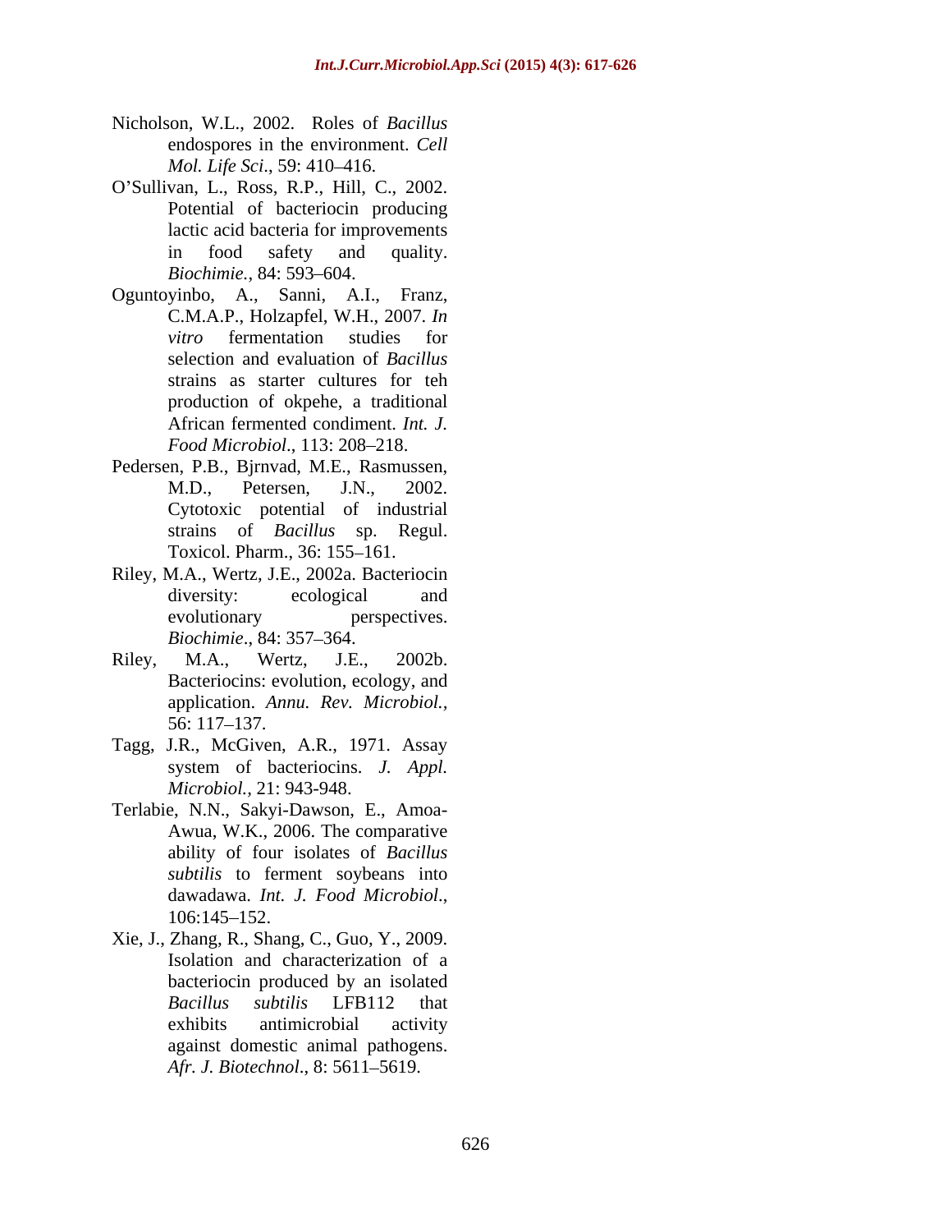Nicholson, W.L., 2002. Roles of *Bacillus* endospores in the environment. *Cell Mol. Life Sci*., 59: 410–416.

O'Sullivan, L., Ross, R.P., Hill, C., 2002. Potential of bacteriocin producing lactic acid bacteria for improvements in food safety and quality. *Biochimie.*, 84: 593–604.

Oguntoyinbo, A., Sanni, A.I., Franz, C.M.A.P., Holzapfel, W.H., 2007. *In vitro* fermentation studies for selection and evaluation of *Bacillus* strains as starter cultures for teh production of okpehe, a traditional African fermented condiment. *Int. J. Food Microbiol*., 113: 208–218.

Pedersen, P.B., Bjrnvad, M.E., Rasmussen, M.D., Petersen, J.N., 2002. Cytotoxic potential of industrial strains of *Bacillus* sp. Regul. Toxicol. Pharm., 36: 155–161.

Riley, M.A., Wertz, J.E., 2002a. Bacteriocin diversity: ecological and evolutionary perspectives. *Biochimie*., 84: 357–364.

Riley, M.A., Wertz, J.E., 2002b. Bacteriocins: evolution, ecology, and application. *Annu. Rev. Microbiol.*, 56: 117–137.

Tagg, J.R., McGiven, A.R., 1971. Assay system of bacteriocins. *J. Appl. Microbiol.*, 21: 943-948.

Terlabie, N.N., Sakyi-Dawson, E., Amoa-Awua, W.K., 2006. The comparative ability of four isolates of *Bacillus subtilis* to ferment soybeans into dawadawa. *Int. J. Food Microbiol*., 106:145–152.

Xie, J., Zhang, R., Shang, C., Guo, Y., 2009. Isolation and characterization of a bacteriocin produced by an isolated *Bacillus subtilis* LFB112 that exhibits antimicrobial activity against domestic animal pathogens. *Afr. J. Biotechnol*., 8: 5611–5619.